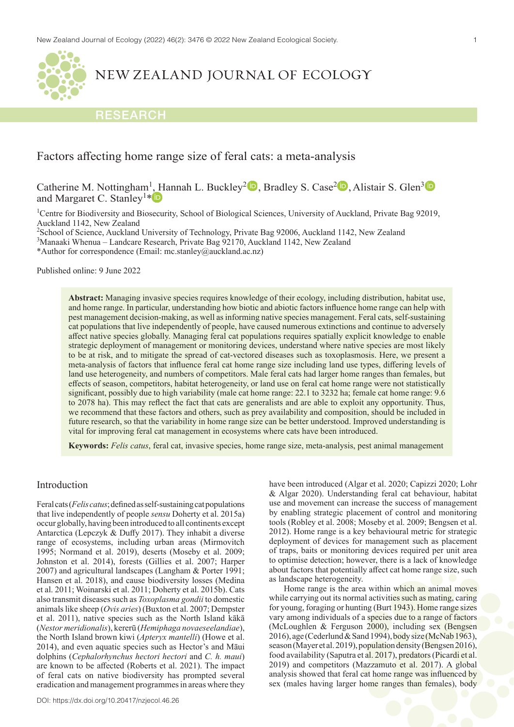# Factors affecting home range size of feral cats: a meta-analysis

Catherine M. Nottingham[1], Hannah L. Buckley[2], Bradley S. Case[2], Alistair S. Glen[3] and Margaret C. Stanley[1]*

[1]Centre for Biodiversity and Biosecurity, School of Biological Sciences, University of Auckland, Private Bag 92019, Auckland 1142, New Zealand
[2]School of Science, Auckland University of Technology, Private Bag 92006, Auckland 1142, New Zealand
[3]Manaaki Whenua – Landcare Research, Private Bag 92170, Auckland 1142, New Zealand
*Author for correspondence (Email: mc.stanley@auckland.ac.nz)

Published online: 9 June 2022

**Abstract:** Managing invasive species requires knowledge of their ecology, including distribution, habitat use, and home range. In particular, understanding how biotic and abiotic factors influence home range can help with pest management decision-making, as well as informing native species management. Feral cats, self-sustaining cat populations that live independently of people, have caused numerous extinctions and continue to adversely affect native species globally. Managing feral cat populations requires spatially explicit knowledge to enable strategic deployment of management or monitoring devices, understand where native species are most likely to be at risk, and to mitigate the spread of cat-vectored diseases such as toxoplasmosis. Here, we present a meta-analysis of factors that influence feral cat home range size including land use types, differing levels of land use heterogeneity, and numbers of competitors. Male feral cats had larger home ranges than females, but effects of season, competitors, habitat heterogeneity, or land use on feral cat home range were not statistically significant, possibly due to high variability (male cat home range: 22.1 to 3232 ha; female cat home range: 9.6 to 2078 ha). This may reflect the fact that cats are generalists and are able to exploit any opportunity. Thus, we recommend that these factors and others, such as prey availability and composition, should be included in future research, so that the variability in home range size can be better understood. Improved understanding is vital for improving feral cat management in ecosystems where cats have been introduced.

**Keywords:** *Felis catus*, feral cat, invasive species, home range size, meta-analysis, pest animal management

## Introduction

Feral cats (*Felis catus*; defined as self-sustaining cat populations that live independently of people *sensu* Doherty et al. 2015a) occur globally, having been introduced to all continents except Antarctica (Lepczyk & Duffy 2017). They inhabit a diverse range of ecosystems, including urban areas (Mirmovitch 1995; Normand et al. 2019), deserts (Moseby et al. 2009; Johnston et al. 2014), forests (Gillies et al. 2007; Harper 2007) and agricultural landscapes (Langham & Porter 1991; Hansen et al. 2018), and cause biodiversity losses (Medina et al. 2011; Woinarski et al. 2011; Doherty et al. 2015b). Cats also transmit diseases such as *Toxoplasma gondii* to domestic animals like sheep (*Ovis aries*) (Buxton et al. 2007; Dempster et al. 2011), native species such as the North Island kākā (*Nestor meridionalis*), kererū (*Hemiphaga novaeseelandiae*), the North Island brown kiwi (*Apteryx mantelli*) (Howe et al. 2014), and even aquatic species such as Hector's and Māui dolphins (*Cephalorhynchus hectori hectori* and *C. h. maui*) are known to be affected (Roberts et al. 2021). The impact of feral cats on native biodiversity has prompted several eradication and management programmes in areas where they have been introduced (Algar et al. 2020; Capizzi 2020; Lohr & Algar 2020). Understanding feral cat behaviour, habitat use and movement can increase the success of management by enabling strategic placement of control and monitoring tools (Robley et al. 2008; Moseby et al. 2009; Bengsen et al. 2012). Home range is a key behavioural metric for strategic deployment of devices for management such as placement of traps, baits or monitoring devices required per unit area to optimise detection; however, there is a lack of knowledge about factors that potentially affect cat home range size, such as landscape heterogeneity.

Home range is the area within which an animal moves while carrying out its normal activities such as mating, caring for young, foraging or hunting (Burt 1943). Home range sizes vary among individuals of a species due to a range of factors (McLoughlen & Ferguson 2000), including sex (Bengsen 2016), age (Cederlund & Sand 1994), body size (McNab 1963), season (Mayer et al. 2019), population density (Bengsen 2016), food availability (Saputra et al. 2017), predators (Picardi et al. 2019) and competitors (Mazzamuto et al. 2017). A global analysis showed that feral cat home range was influenced by sex (males having larger home ranges than females), body

DOI: https://dx.doi.org/10.20417/nzjecol.46.26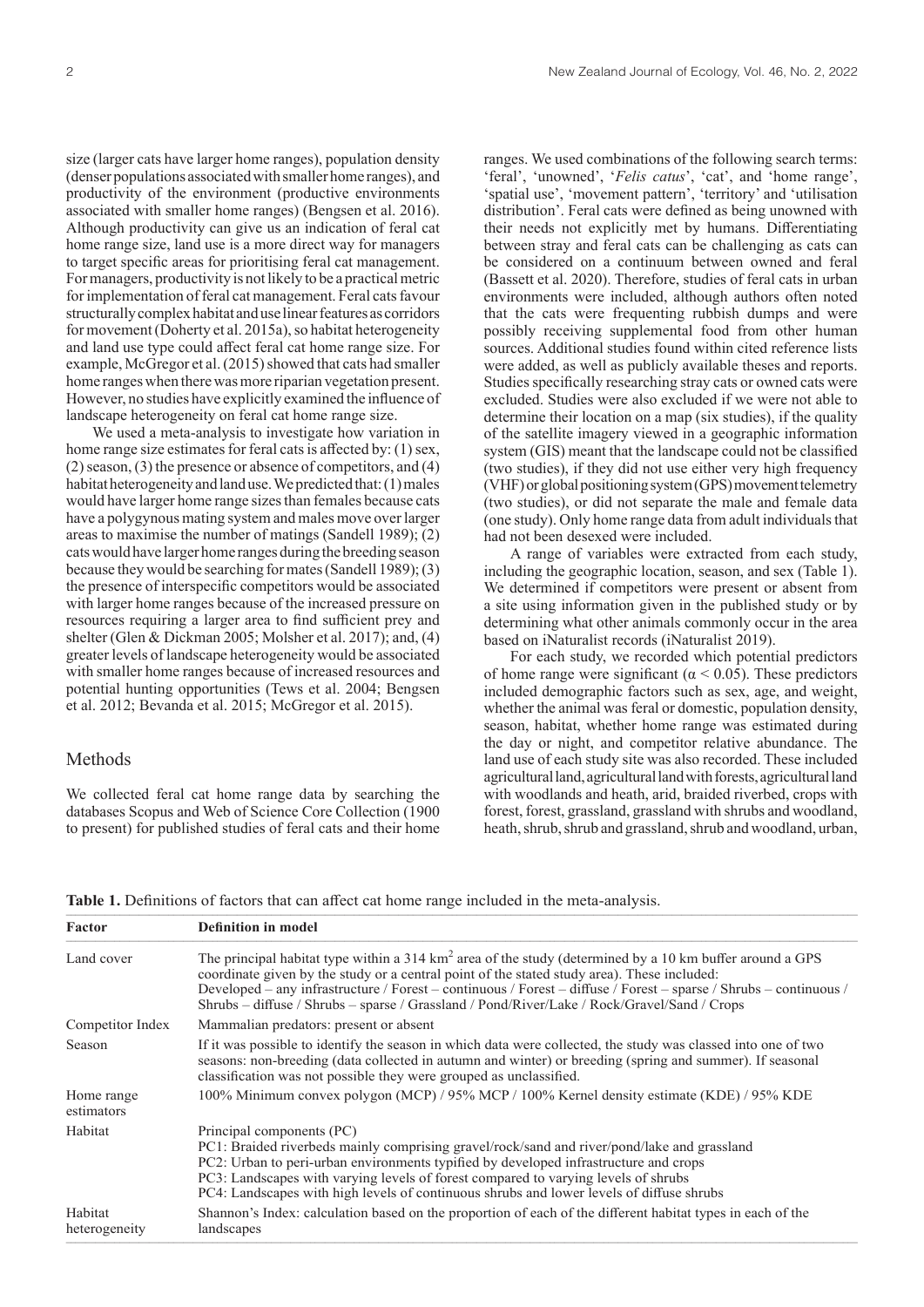size (larger cats have larger home ranges), population density (denser populations associated with smaller home ranges), and productivity of the environment (productive environments associated with smaller home ranges) (Bengsen et al. 2016). Although productivity can give us an indication of feral cat home range size, land use is a more direct way for managers to target specific areas for prioritising feral cat management. For managers, productivity is not likely to be a practical metric for implementation of feral cat management. Feral cats favour structurally complex habitat and use linear features as corridors for movement (Doherty et al. 2015a), so habitat heterogeneity and land use type could affect feral cat home range size. For example, McGregor et al. (2015) showed that cats had smaller home ranges when there was more riparian vegetation present. However, no studies have explicitly examined the influence of landscape heterogeneity on feral cat home range size.

We used a meta-analysis to investigate how variation in home range size estimates for feral cats is affected by: (1) sex, (2) season, (3) the presence or absence of competitors, and (4) habitat heterogeneity and land use. We predicted that: (1) males would have larger home range sizes than females because cats have a polygynous mating system and males move over larger areas to maximise the number of matings (Sandell 1989); (2) cats would have larger home ranges during the breeding season because they would be searching for mates (Sandell 1989); (3) the presence of interspecific competitors would be associated with larger home ranges because of the increased pressure on resources requiring a larger area to find sufficient prey and shelter (Glen & Dickman 2005; Molsher et al. 2017); and, (4) greater levels of landscape heterogeneity would be associated with smaller home ranges because of increased resources and potential hunting opportunities (Tews et al. 2004; Bengsen et al. 2012; Bevanda et al. 2015; McGregor et al. 2015).

## Methods

We collected feral cat home range data by searching the databases Scopus and Web of Science Core Collection (1900 to present) for published studies of feral cats and their home ranges. We used combinations of the following search terms: 'feral', 'unowned', '*Felis catus*', 'cat', and 'home range', 'spatial use', 'movement pattern', 'territory' and 'utilisation distribution'. Feral cats were defined as being unowned with their needs not explicitly met by humans. Differentiating between stray and feral cats can be challenging as cats can be considered on a continuum between owned and feral (Bassett et al. 2020). Therefore, studies of feral cats in urban environments were included, although authors often noted that the cats were frequenting rubbish dumps and were possibly receiving supplemental food from other human sources. Additional studies found within cited reference lists were added, as well as publicly available theses and reports. Studies specifically researching stray cats or owned cats were excluded. Studies were also excluded if we were not able to determine their location on a map (six studies), if the quality of the satellite imagery viewed in a geographic information system (GIS) meant that the landscape could not be classified (two studies), if they did not use either very high frequency (VHF) or global positioning system (GPS) movement telemetry (two studies), or did not separate the male and female data (one study). Only home range data from adult individuals that had not been desexed were included.

A range of variables were extracted from each study, including the geographic location, season, and sex (Table 1). We determined if competitors were present or absent from a site using information given in the published study or by determining what other animals commonly occur in the area based on iNaturalist records (iNaturalist 2019).

For each study, we recorded which potential predictors of home range were significant ($\alpha < 0.05$). These predictors included demographic factors such as sex, age, and weight, whether the animal was feral or domestic, population density, season, habitat, whether home range was estimated during the day or night, and competitor relative abundance. The land use of each study site was also recorded. These included agricultural land, agricultural land with forests, agricultural land with woodlands and heath, arid, braided riverbed, crops with forest, forest, grassland, grassland with shrubs and woodland, heath, shrub, shrub and grassland, shrub and woodland, urban,

**Table 1.** Definitions of factors that can affect cat home range included in the meta-analysis.

| Factor | Definition in model |
|---|---|
| Land cover | The principal habitat type within a 314 km$^2$ area of the study (determined by a 10 km buffer around a GPS coordinate given by the study or a central point of the stated study area). These included: Developed – any infrastructure / Forest – continuous / Forest – diffuse / Forest – sparse / Shrubs – continuous / Shrubs – diffuse / Shrubs – sparse / Grassland / Pond/River/Lake / Rock/Gravel/Sand / Crops |
| Competitor Index | Mammalian predators: present or absent |
| Season | If it was possible to identify the season in which data were collected, the study was classed into one of two seasons: non-breeding (data collected in autumn and winter) or breeding (spring and summer). If seasonal classification was not possible they were grouped as unclassified. |
| Home range estimators | 100% Minimum convex polygon (MCP) / 95% MCP / 100% Kernel density estimate (KDE) / 95% KDE |
| Habitat | Principal components (PC)<br>PC1: Braided riverbeds mainly comprising gravel/rock/sand and river/pond/lake and grassland<br>PC2: Urban to peri-urban environments typified by developed infrastructure and crops<br>PC3: Landscapes with varying levels of forest compared to varying levels of shrubs<br>PC4: Landscapes with high levels of continuous shrubs and lower levels of diffuse shrubs |
| Habitat heterogeneity | Shannon's Index: calculation based on the proportion of each of the different habitat types in each of the landscapes |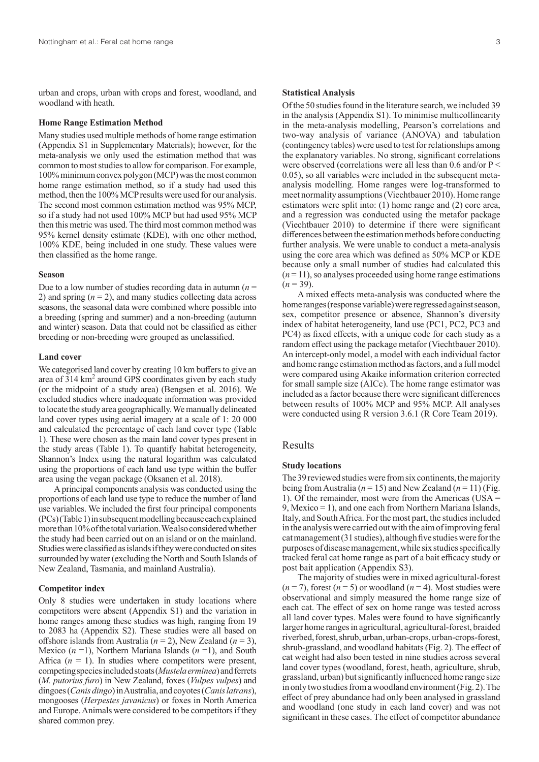urban and crops, urban with crops and forest, woodland, and woodland with heath.

### Home Range Estimation Method

Many studies used multiple methods of home range estimation (Appendix S1 in Supplementary Materials); however, for the meta-analysis we only used the estimation method that was common to most studies to allow for comparison. For example, 100% minimum convex polygon (MCP) was the most common home range estimation method, so if a study had used this method, then the 100% MCP results were used for our analysis. The second most common estimation method was 95% MCP, so if a study had not used 100% MCP but had used 95% MCP then this metric was used. The third most common method was 95% kernel density estimate (KDE), with one other method, 100% KDE, being included in one study. These values were then classified as the home range.

### Season

Due to a low number of studies recording data in autumn ($n$ = 2) and spring ($n$ = 2), and many studies collecting data across seasons, the seasonal data were combined where possible into a breeding (spring and summer) and a non-breeding (autumn and winter) season. Data that could not be classified as either breeding or non-breeding were grouped as unclassified.

### Land cover

We categorised land cover by creating 10 km buffers to give an area of 314 km$^2$ around GPS coordinates given by each study (or the midpoint of a study area) (Bengsen et al. 2016). We excluded studies where inadequate information was provided to locate the study area geographically. We manually delineated land cover types using aerial imagery at a scale of 1: 20 000 and calculated the percentage of each land cover type (Table 1). These were chosen as the main land cover types present in the study areas (Table 1). To quantify habitat heterogeneity, Shannon's Index using the natural logarithm was calculated using the proportions of each land use type within the buffer area using the vegan package (Oksanen et al. 2018).

A principal components analysis was conducted using the proportions of each land use type to reduce the number of land use variables. We included the first four principal components (PCs) (Table 1) in subsequent modelling because each explained more than 10% of the total variation. We also considered whether the study had been carried out on an island or on the mainland. Studies were classified as islands if they were conducted on sites surrounded by water (excluding the North and South Islands of New Zealand, Tasmania, and mainland Australia).

### Competitor index

Only 8 studies were undertaken in study locations where competitors were absent (Appendix S1) and the variation in home ranges among these studies was high, ranging from 19 to 2083 ha (Appendix S2). These studies were all based on offshore islands from Australia ($n$ = 2), New Zealand ($n$ = 3), Mexico ($n$ =1), Northern Mariana Islands ($n$ =1), and South Africa ($n$ = 1). In studies where competitors were present, competing species included stoats (*Mustela erminea*) and ferrets (*M. putorius furo*) in New Zealand, foxes (*Vulpes vulpes*) and dingoes (*Canis dingo*) in Australia, and coyotes (*Canis latrans*), mongooses (*Herpestes javanicus*) or foxes in North America and Europe. Animals were considered to be competitors if they shared common prey.

### Statistical Analysis

Of the 50 studies found in the literature search, we included 39 in the analysis (Appendix S1). To minimise multicollinearity in the meta-analysis modelling, Pearson's correlations and two-way analysis of variance (ANOVA) and tabulation (contingency tables) were used to test for relationships among the explanatory variables. No strong, significant correlations were observed (correlations were all less than 0.6 and/or $P < 0.05$), so all variables were included in the subsequent meta-analysis modelling. Home ranges were log-transformed to meet normality assumptions (Viechtbauer 2010). Home range estimators were split into: (1) home range and (2) core area, and a regression was conducted using the metafor package (Viechtbauer 2010) to determine if there were significant differences between the estimation methods before conducting further analysis. We were unable to conduct a meta-analysis using the core area which was defined as 50% MCP or KDE because only a small number of studies had calculated this ($n$ = 11), so analyses proceeded using home range estimations ($n$ = 39).

A mixed effects meta-analysis was conducted where the home ranges (response variable) were regressed against season, sex, competitor presence or absence, Shannon's diversity index of habitat heterogeneity, land use (PC1, PC2, PC3 and PC4) as fixed effects, with a unique code for each study as a random effect using the package metafor (Viechtbauer 2010). An intercept-only model, a model with each individual factor and home range estimation method as factors, and a full model were compared using Akaike information criterion corrected for small sample size (AICc). The home range estimator was included as a factor because there were significant differences between results of 100% MCP and 95% MCP. All analyses were conducted using R version 3.6.1 (R Core Team 2019).

## Results

### Study locations

The 39 reviewed studies were from six continents, the majority being from Australia ($n$ = 15) and New Zealand ($n$ = 11) (Fig. 1). Of the remainder, most were from the Americas (USA = 9, Mexico = 1), and one each from Northern Mariana Islands, Italy, and South Africa. For the most part, the studies included in the analysis were carried out with the aim of improving feral cat management (31 studies), although five studies were for the purposes of disease management, while six studies specifically tracked feral cat home range as part of a bait efficacy study or post bait application (Appendix S3).

The majority of studies were in mixed agricultural-forest ($n$ = 7), forest ($n$ = 5) or woodland ($n$ = 4). Most studies were observational and simply measured the home range size of each cat. The effect of sex on home range was tested across all land cover types. Males were found to have significantly larger home ranges in agricultural, agricultural-forest, braided riverbed, forest, shrub, urban, urban-crops, urban-crops-forest, shrub-grassland, and woodland habitats (Fig. 2). The effect of cat weight had also been tested in nine studies across several land cover types (woodland, forest, heath, agriculture, shrub, grassland, urban) but significantly influenced home range size in only two studies from a woodland environment (Fig. 2). The effect of prey abundance had only been analysed in grassland and woodland (one study in each land cover) and was not significant in these cases. The effect of competitor abundance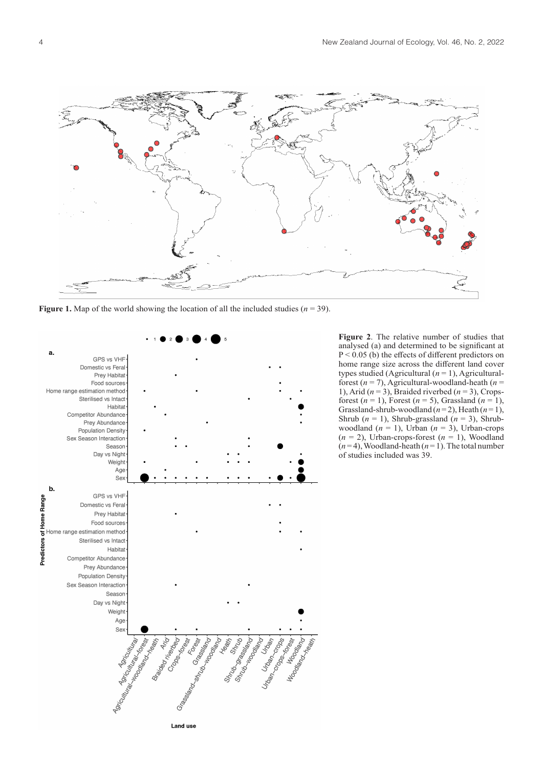**Figure 1.** Map of the world showing the location of all the included studies ($n$ = 39).

**Figure 2**. The relative number of studies that analysed (a) and determined to be significant at P < 0.05 (b) the effects of different predictors on home range size across the different land cover types studied (Agricultural ($n$ = 1), Agricultural-forest ($n$ = 7), Agricultural-woodland-heath ($n$ = 1), Arid ($n$ = 3), Braided riverbed ($n$ = 3), Crops-forest ($n$ = 1), Forest ($n$ = 5), Grassland ($n$ = 1), Grassland-shrub-woodland ($n$ = 2), Heath ($n$ = 1), Shrub ($n$ = 1), Shrub-grassland ($n$ = 3), Shrub-woodland ($n$ = 1), Urban ($n$ = 3), Urban-crops ($n$ = 2), Urban-crops-forest ($n$ = 1), Woodland ($n$ = 4), Woodland-heath ($n$ = 1). The total number of studies included was 39.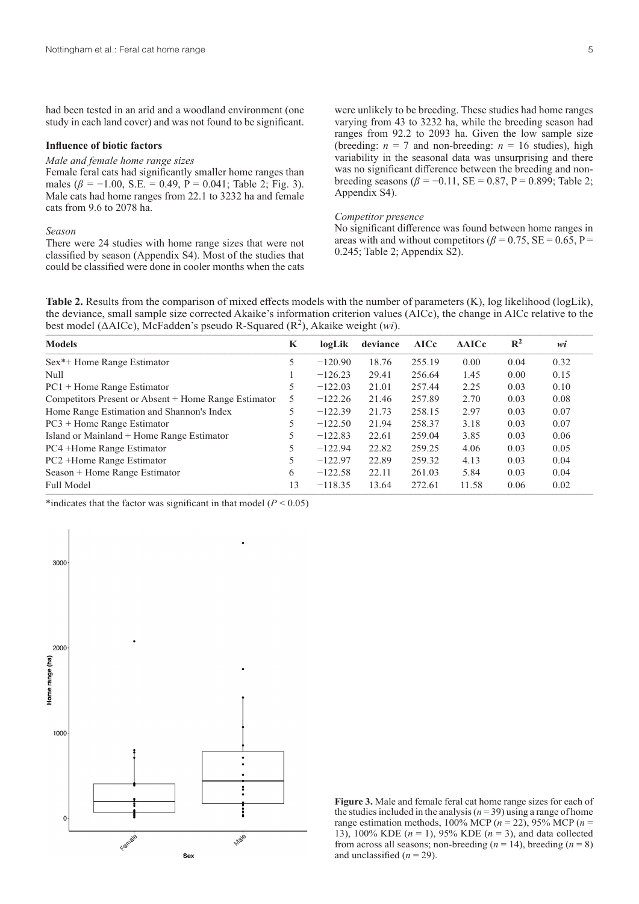had been tested in an arid and a woodland environment (one study in each land cover) and was not found to be significant.

### Influence of biotic factors

*Male and female home range sizes*

Female feral cats had significantly smaller home ranges than males ($\beta = -1.00$, S.E. = 0.49, P = 0.041; Table 2; Fig. 3). Male cats had home ranges from 22.1 to 3232 ha and female cats from 9.6 to 2078 ha.

*Season*

There were 24 studies with home range sizes that were not classified by season (Appendix S4). Most of the studies that could be classified were done in cooler months when the cats were unlikely to be breeding. These studies had home ranges varying from 43 to 3232 ha, while the breeding season had ranges from 92.2 to 2093 ha. Given the low sample size (breeding: $n = 7$ and non-breeding: $n = 16$ studies), high variability in the seasonal data was unsurprising and there was no significant difference between the breeding and non-breeding seasons ($\beta = -0.11$, SE = 0.87, P = 0.899; Table 2; Appendix S4).

*Competitor presence*

No significant difference was found between home ranges in areas with and without competitors ($\beta = 0.75$, SE = 0.65, P = 0.245; Table 2; Appendix S2).

**Table 2.** Results from the comparison of mixed effects models with the number of parameters (K), log likelihood (logLik), the deviance, small sample size corrected Akaike's information criterion values (AICc), the change in AICc relative to the best model (ΔAICc), McFadden's pseudo R-Squared ($R^2$), Akaike weight (*wi*).

| Models | K | logLik | deviance | AICc | ΔAICc | $R^2$ | *wi* |
|---|---|---|---|---|---|---|---|
| Sex*+ Home Range Estimator | 5 | −120.90 | 18.76 | 255.19 | 0.00 | 0.04 | 0.32 |
| Null | 1 | −126.23 | 29.41 | 256.64 | 1.45 | 0.00 | 0.15 |
| PC1 + Home Range Estimator | 5 | −122.03 | 21.01 | 257.44 | 2.25 | 0.03 | 0.10 |
| Competitors Present or Absent + Home Range Estimator | 5 | −122.26 | 21.46 | 257.89 | 2.70 | 0.03 | 0.08 |
| Home Range Estimation and Shannon's Index | 5 | −122.39 | 21.73 | 258.15 | 2.97 | 0.03 | 0.07 |
| PC3 + Home Range Estimator | 5 | −122.50 | 21.94 | 258.37 | 3.18 | 0.03 | 0.07 |
| Island or Mainland + Home Range Estimator | 5 | −122.83 | 22.61 | 259.04 | 3.85 | 0.03 | 0.06 |
| PC4 +Home Range Estimator | 5 | −122.94 | 22.82 | 259.25 | 4.06 | 0.03 | 0.05 |
| PC2 +Home Range Estimator | 5 | −122.97 | 22.89 | 259.32 | 4.13 | 0.03 | 0.04 |
| Season + Home Range Estimator | 6 | −122.58 | 22.11 | 261.03 | 5.84 | 0.03 | 0.04 |
| Full Model | 13 | −118.35 | 13.64 | 272.61 | 11.58 | 0.06 | 0.02 |

*indicates that the factor was significant in that model ($P < 0.05$)

**Figure 3.** Male and female feral cat home range sizes for each of the studies included in the analysis ($n = 39$) using a range of home range estimation methods, 100% MCP ($n = 22$), 95% MCP ($n = 13$), 100% KDE ($n = 1$), 95% KDE ($n = 3$), and data collected from across all seasons; non-breeding ($n = 14$), breeding ($n = 8$) and unclassified ($n = 29$).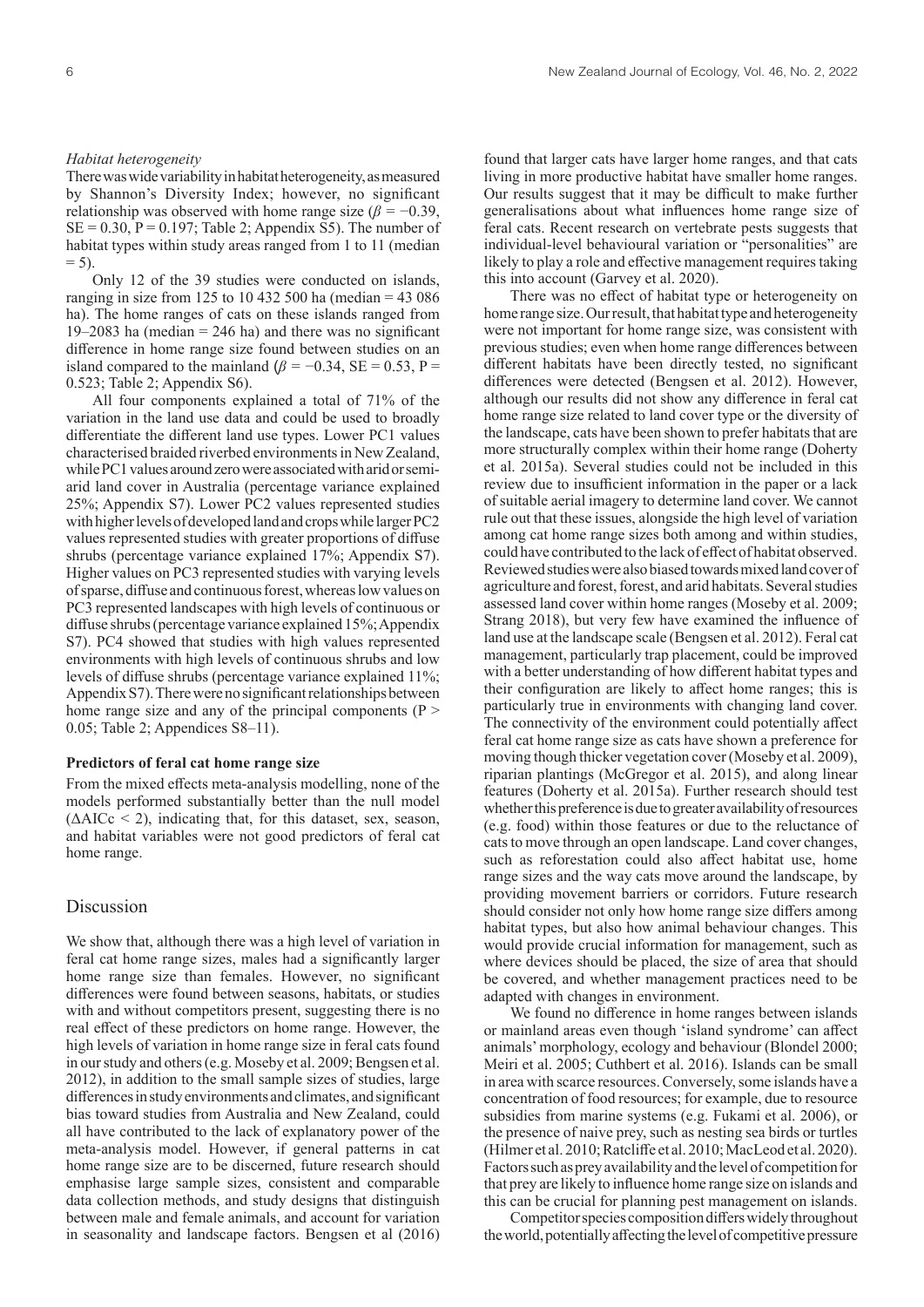*Habitat heterogeneity*

There was wide variability in habitat heterogeneity, as measured by Shannon's Diversity Index; however, no significant relationship was observed with home range size ($\beta = -0.39$, SE = 0.30, P = 0.197; Table 2; Appendix S5). The number of habitat types within study areas ranged from 1 to 11 (median = 5).

Only 12 of the 39 studies were conducted on islands, ranging in size from 125 to 10 432 500 ha (median = 43 086 ha). The home ranges of cats on these islands ranged from 19–2083 ha (median = 246 ha) and there was no significant difference in home range size found between studies on an island compared to the mainland ($\beta = -0.34$, SE = 0.53, P = 0.523; Table 2; Appendix S6).

All four components explained a total of 71% of the variation in the land use data and could be used to broadly differentiate the different land use types. Lower PC1 values characterised braided riverbed environments in New Zealand, while PC1 values around zero were associated with arid or semi-arid land cover in Australia (percentage variance explained 25%; Appendix S7). Lower PC2 values represented studies with higher levels of developed land and crops while larger PC2 values represented studies with greater proportions of diffuse shrubs (percentage variance explained 17%; Appendix S7). Higher values on PC3 represented studies with varying levels of sparse, diffuse and continuous forest, whereas low values on PC3 represented landscapes with high levels of continuous or diffuse shrubs (percentage variance explained 15%; Appendix S7). PC4 showed that studies with high values represented environments with high levels of continuous shrubs and low levels of diffuse shrubs (percentage variance explained 11%; Appendix S7). There were no significant relationships between home range size and any of the principal components (P > 0.05; Table 2; Appendices S8–11).

**Predictors of feral cat home range size**

From the mixed effects meta-analysis modelling, none of the models performed substantially better than the null model ($\Delta$AICc < 2), indicating that, for this dataset, sex, season, and habitat variables were not good predictors of feral cat home range.

## Discussion

We show that, although there was a high level of variation in feral cat home range sizes, males had a significantly larger home range size than females. However, no significant differences were found between seasons, habitats, or studies with and without competitors present, suggesting there is no real effect of these predictors on home range. However, the high levels of variation in home range size in feral cats found in our study and others (e.g. Moseby et al. 2009; Bengsen et al. 2012), in addition to the small sample sizes of studies, large differences in study environments and climates, and significant bias toward studies from Australia and New Zealand, could all have contributed to the lack of explanatory power of the meta-analysis model. However, if general patterns in cat home range size are to be discerned, future research should emphasise large sample sizes, consistent and comparable data collection methods, and study designs that distinguish between male and female animals, and account for variation in seasonality and landscape factors. Bengsen et al (2016) found that larger cats have larger home ranges, and that cats living in more productive habitat have smaller home ranges. Our results suggest that it may be difficult to make further generalisations about what influences home range size of feral cats. Recent research on vertebrate pests suggests that individual-level behavioural variation or "personalities" are likely to play a role and effective management requires taking this into account (Garvey et al. 2020).

There was no effect of habitat type or heterogeneity on home range size. Our result, that habitat type and heterogeneity were not important for home range size, was consistent with previous studies; even when home range differences between different habitats have been directly tested, no significant differences were detected (Bengsen et al. 2012). However, although our results did not show any difference in feral cat home range size related to land cover type or the diversity of the landscape, cats have been shown to prefer habitats that are more structurally complex within their home range (Doherty et al. 2015a). Several studies could not be included in this review due to insufficient information in the paper or a lack of suitable aerial imagery to determine land cover. We cannot rule out that these issues, alongside the high level of variation among cat home range sizes both among and within studies, could have contributed to the lack of effect of habitat observed. Reviewed studies were also biased towards mixed land cover of agriculture and forest, forest, and arid habitats. Several studies assessed land cover within home ranges (Moseby et al. 2009; Strang 2018), but very few have examined the influence of land use at the landscape scale (Bengsen et al. 2012). Feral cat management, particularly trap placement, could be improved with a better understanding of how different habitat types and their configuration are likely to affect home ranges; this is particularly true in environments with changing land cover. The connectivity of the environment could potentially affect feral cat home range size as cats have shown a preference for moving though thicker vegetation cover (Moseby et al. 2009), riparian plantings (McGregor et al. 2015), and along linear features (Doherty et al. 2015a). Further research should test whether this preference is due to greater availability of resources (e.g. food) within those features or due to the reluctance of cats to move through an open landscape. Land cover changes, such as reforestation could also affect habitat use, home range sizes and the way cats move around the landscape, by providing movement barriers or corridors. Future research should consider not only how home range size differs among habitat types, but also how animal behaviour changes. This would provide crucial information for management, such as where devices should be placed, the size of area that should be covered, and whether management practices need to be adapted with changes in environment.

We found no difference in home ranges between islands or mainland areas even though 'island syndrome' can affect animals' morphology, ecology and behaviour (Blondel 2000; Meiri et al. 2005; Cuthbert et al. 2016). Islands can be small in area with scarce resources. Conversely, some islands have a concentration of food resources; for example, due to resource subsidies from marine systems (e.g. Fukami et al. 2006), or the presence of naive prey, such as nesting sea birds or turtles (Hilmer et al. 2010; Ratcliffe et al. 2010; MacLeod et al. 2020). Factors such as prey availability and the level of competition for that prey are likely to influence home range size on islands and this can be crucial for planning pest management on islands.

Competitor species composition differs widely throughout the world, potentially affecting the level of competitive pressure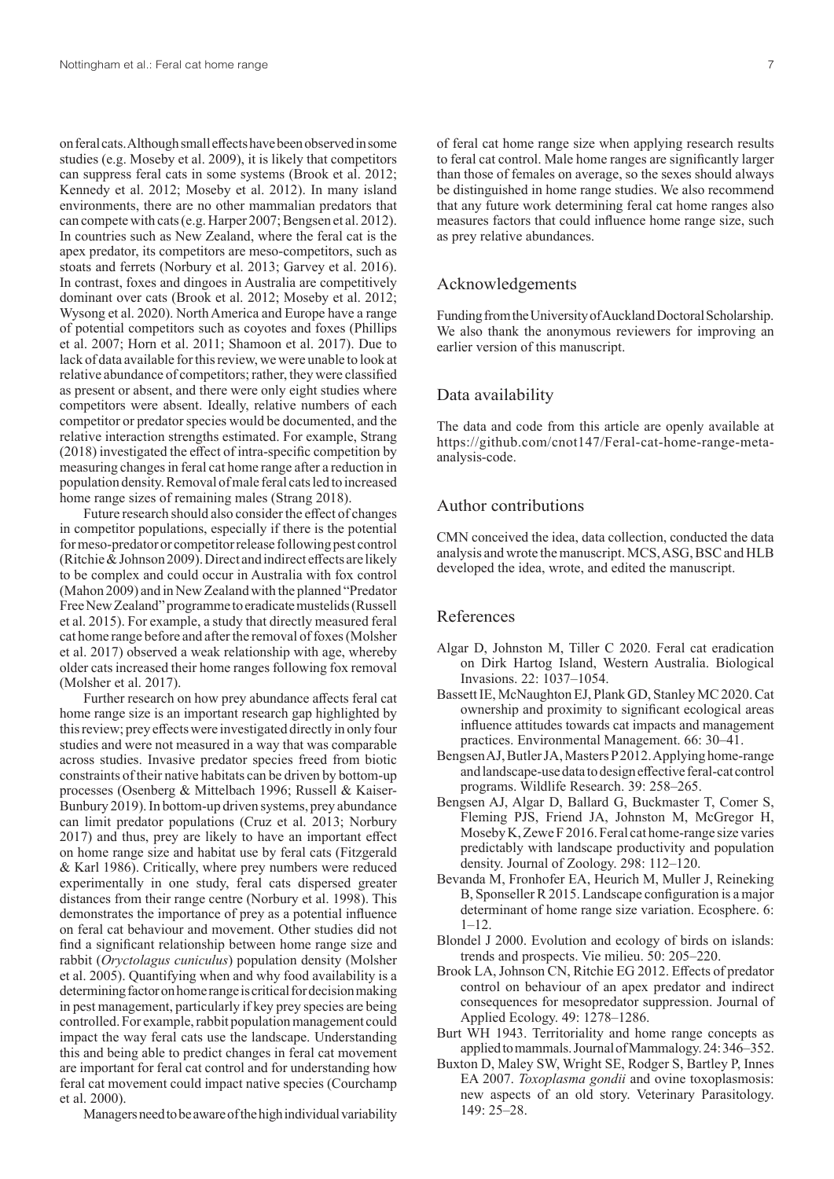on feral cats. Although small effects have been observed in some studies (e.g. Moseby et al. 2009), it is likely that competitors can suppress feral cats in some systems (Brook et al. 2012; Kennedy et al. 2012; Moseby et al. 2012). In many island environments, there are no other mammalian predators that can compete with cats (e.g. Harper 2007; Bengsen et al. 2012). In countries such as New Zealand, where the feral cat is the apex predator, its competitors are meso-competitors, such as stoats and ferrets (Norbury et al. 2013; Garvey et al. 2016). In contrast, foxes and dingoes in Australia are competitively dominant over cats (Brook et al. 2012; Moseby et al. 2012; Wysong et al. 2020). North America and Europe have a range of potential competitors such as coyotes and foxes (Phillips et al. 2007; Horn et al. 2011; Shamoon et al. 2017). Due to lack of data available for this review, we were unable to look at relative abundance of competitors; rather, they were classified as present or absent, and there were only eight studies where competitors were absent. Ideally, relative numbers of each competitor or predator species would be documented, and the relative interaction strengths estimated. For example, Strang (2018) investigated the effect of intra-specific competition by measuring changes in feral cat home range after a reduction in population density. Removal of male feral cats led to increased home range sizes of remaining males (Strang 2018).

Future research should also consider the effect of changes in competitor populations, especially if there is the potential for meso-predator or competitor release following pest control (Ritchie & Johnson 2009). Direct and indirect effects are likely to be complex and could occur in Australia with fox control (Mahon 2009) and in New Zealand with the planned "Predator Free New Zealand" programme to eradicate mustelids (Russell et al. 2015). For example, a study that directly measured feral cat home range before and after the removal of foxes (Molsher et al. 2017) observed a weak relationship with age, whereby older cats increased their home ranges following fox removal (Molsher et al. 2017).

Further research on how prey abundance affects feral cat home range size is an important research gap highlighted by this review; prey effects were investigated directly in only four studies and were not measured in a way that was comparable across studies. Invasive predator species freed from biotic constraints of their native habitats can be driven by bottom-up processes (Osenberg & Mittelbach 1996; Russell & Kaiser-Bunbury 2019). In bottom-up driven systems, prey abundance can limit predator populations (Cruz et al. 2013; Norbury 2017) and thus, prey are likely to have an important effect on home range size and habitat use by feral cats (Fitzgerald & Karl 1986). Critically, where prey numbers were reduced experimentally in one study, feral cats dispersed greater distances from their range centre (Norbury et al. 1998). This demonstrates the importance of prey as a potential influence on feral cat behaviour and movement. Other studies did not find a significant relationship between home range size and rabbit (*Oryctolagus cuniculus*) population density (Molsher et al. 2005). Quantifying when and why food availability is a determining factor on home range is critical for decision making in pest management, particularly if key prey species are being controlled. For example, rabbit population management could impact the way feral cats use the landscape. Understanding this and being able to predict changes in feral cat movement are important for feral cat control and for understanding how feral cat movement could impact native species (Courchamp et al. 2000).

Managers need to be aware of the high individual variability of feral cat home range size when applying research results to feral cat control. Male home ranges are significantly larger than those of females on average, so the sexes should always be distinguished in home range studies. We also recommend that any future work determining feral cat home ranges also measures factors that could influence home range size, such as prey relative abundances.

## Acknowledgements

Funding from the University of Auckland Doctoral Scholarship. We also thank the anonymous reviewers for improving an earlier version of this manuscript.

## Data availability

The data and code from this article are openly available at https://github.com/cnot147/Feral-cat-home-range-meta-analysis-code.

## Author contributions

CMN conceived the idea, data collection, conducted the data analysis and wrote the manuscript. MCS, ASG, BSC and HLB developed the idea, wrote, and edited the manuscript.

## References

Algar D, Johnston M, Tiller C 2020. Feral cat eradication on Dirk Hartog Island, Western Australia. Biological Invasions. 22: 1037–1054.

Bassett IE, McNaughton EJ, Plank GD, Stanley MC 2020. Cat ownership and proximity to significant ecological areas influence attitudes towards cat impacts and management practices. Environmental Management. 66: 30–41.

Bengsen AJ, Butler JA, Masters P 2012. Applying home-range and landscape-use data to design effective feral-cat control programs. Wildlife Research. 39: 258–265.

Bengsen AJ, Algar D, Ballard G, Buckmaster T, Comer S, Fleming PJS, Friend JA, Johnston M, McGregor H, Moseby K, Zewe F 2016. Feral cat home-range size varies predictably with landscape productivity and population density. Journal of Zoology. 298: 112–120.

Bevanda M, Fronhofer EA, Heurich M, Muller J, Reineking B, Sponseller R 2015. Landscape configuration is a major determinant of home range size variation. Ecosphere. 6: 1–12.

Blondel J 2000. Evolution and ecology of birds on islands: trends and prospects. Vie milieu. 50: 205–220.

Brook LA, Johnson CN, Ritchie EG 2012. Effects of predator control on behaviour of an apex predator and indirect consequences for mesopredator suppression. Journal of Applied Ecology. 49: 1278–1286.

Burt WH 1943. Territoriality and home range concepts as applied to mammals. Journal of Mammalogy. 24: 346–352.

Buxton D, Maley SW, Wright SE, Rodger S, Bartley P, Innes EA 2007. *Toxoplasma gondii* and ovine toxoplasmosis: new aspects of an old story. Veterinary Parasitology. 149: 25–28.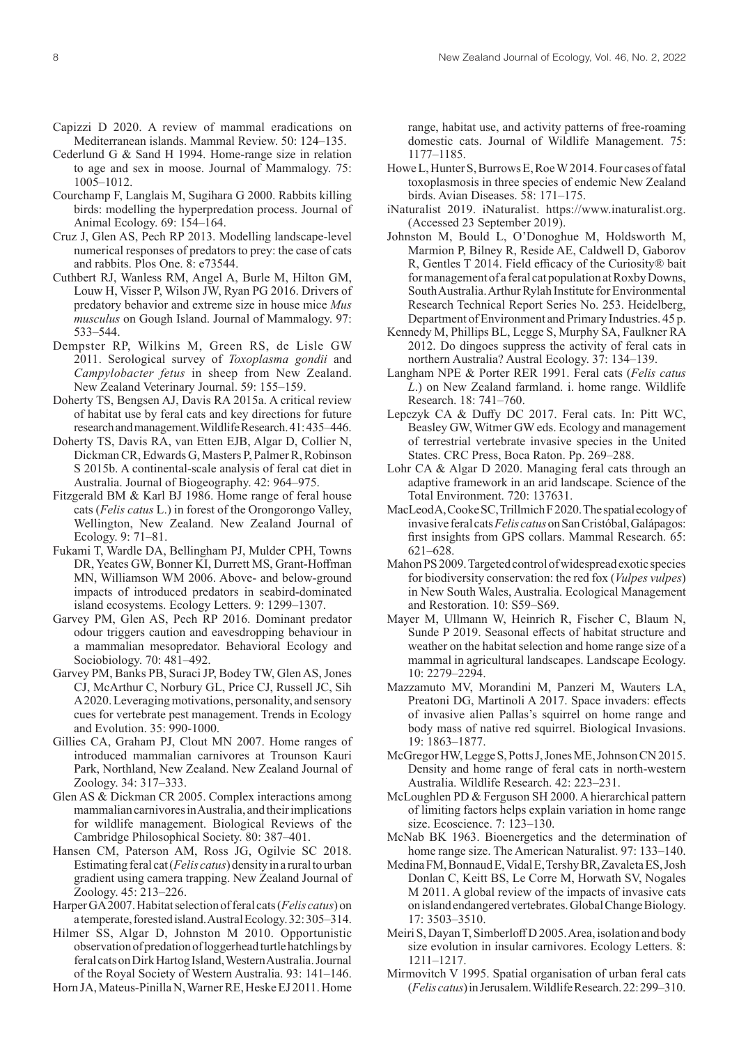Capizzi D 2020. A review of mammal eradications on Mediterranean islands. Mammal Review. 50: 124–135.

Cederlund G & Sand H 1994. Home-range size in relation to age and sex in moose. Journal of Mammalogy. 75: 1005–1012.

Courchamp F, Langlais M, Sugihara G 2000. Rabbits killing birds: modelling the hyperpredation process. Journal of Animal Ecology. 69: 154–164.

Cruz J, Glen AS, Pech RP 2013. Modelling landscape-level numerical responses of predators to prey: the case of cats and rabbits. Plos One. 8: e73544.

Cuthbert RJ, Wanless RM, Angel A, Burle M, Hilton GM, Louw H, Visser P, Wilson JW, Ryan PG 2016. Drivers of predatory behavior and extreme size in house mice *Mus musculus* on Gough Island. Journal of Mammalogy. 97: 533–544.

Dempster RP, Wilkins M, Green RS, de Lisle GW 2011. Serological survey of *Toxoplasma gondii* and *Campylobacter fetus* in sheep from New Zealand. New Zealand Veterinary Journal. 59: 155–159.

Doherty TS, Bengsen AJ, Davis RA 2015a. A critical review of habitat use by feral cats and key directions for future research and management. Wildlife Research. 41: 435–446.

Doherty TS, Davis RA, van Etten EJB, Algar D, Collier N, Dickman CR, Edwards G, Masters P, Palmer R, Robinson S 2015b. A continental-scale analysis of feral cat diet in Australia. Journal of Biogeography. 42: 964–975.

Fitzgerald BM & Karl BJ 1986. Home range of feral house cats (*Felis catus* L.) in forest of the Orongorongo Valley, Wellington, New Zealand. New Zealand Journal of Ecology. 9: 71–81.

Fukami T, Wardle DA, Bellingham PJ, Mulder CPH, Towns DR, Yeates GW, Bonner KI, Durrett MS, Grant-Hoffman MN, Williamson WM 2006. Above- and below-ground impacts of introduced predators in seabird-dominated island ecosystems. Ecology Letters. 9: 1299–1307.

Garvey PM, Glen AS, Pech RP 2016. Dominant predator odour triggers caution and eavesdropping behaviour in a mammalian mesopredator. Behavioral Ecology and Sociobiology. 70: 481–492.

Garvey PM, Banks PB, Suraci JP, Bodey TW, Glen AS, Jones CJ, McArthur C, Norbury GL, Price CJ, Russell JC, Sih A 2020. Leveraging motivations, personality, and sensory cues for vertebrate pest management. Trends in Ecology and Evolution. 35: 990-1000.

Gillies CA, Graham PJ, Clout MN 2007. Home ranges of introduced mammalian carnivores at Trounson Kauri Park, Northland, New Zealand. New Zealand Journal of Zoology. 34: 317–333.

Glen AS & Dickman CR 2005. Complex interactions among mammalian carnivores in Australia, and their implications for wildlife management. Biological Reviews of the Cambridge Philosophical Society. 80: 387–401.

Hansen CM, Paterson AM, Ross JG, Ogilvie SC 2018. Estimating feral cat (*Felis catus*) density in a rural to urban gradient using camera trapping. New Zealand Journal of Zoology. 45: 213–226.

Harper GA 2007. Habitat selection of feral cats (*Felis catus*) on a temperate, forested island. Austral Ecology. 32: 305–314.

Hilmer SS, Algar D, Johnston M 2010. Opportunistic observation of predation of loggerhead turtle hatchlings by feral cats on Dirk Hartog Island, Western Australia. Journal of the Royal Society of Western Australia. 93: 141–146.

Horn JA, Mateus-Pinilla N, Warner RE, Heske EJ 2011. Home range, habitat use, and activity patterns of free-roaming domestic cats. Journal of Wildlife Management. 75: 1177–1185.

Howe L, Hunter S, Burrows E, Roe W 2014. Four cases of fatal toxoplasmosis in three species of endemic New Zealand birds. Avian Diseases. 58: 171–175.

iNaturalist 2019. iNaturalist. https://www.inaturalist.org. (Accessed 23 September 2019).

Johnston M, Bould L, O'Donoghue M, Holdsworth M, Marmion P, Bilney R, Reside AE, Caldwell D, Gaborov R, Gentles T 2014. Field efficacy of the Curiosity® bait for management of a feral cat population at Roxby Downs, South Australia. Arthur Rylah Institute for Environmental Research Technical Report Series No. 253. Heidelberg, Department of Environment and Primary Industries. 45 p.

Kennedy M, Phillips BL, Legge S, Murphy SA, Faulkner RA 2012. Do dingoes suppress the activity of feral cats in northern Australia? Austral Ecology. 37: 134–139.

Langham NPE & Porter RER 1991. Feral cats (*Felis catus L.*) on New Zealand farmland. i. home range. Wildlife Research. 18: 741–760.

Lepczyk CA & Duffy DC 2017. Feral cats. In: Pitt WC, Beasley GW, Witmer GW eds. Ecology and management of terrestrial vertebrate invasive species in the United States. CRC Press, Boca Raton. Pp. 269–288.

Lohr CA & Algar D 2020. Managing feral cats through an adaptive framework in an arid landscape. Science of the Total Environment. 720: 137631.

MacLeod A, Cooke SC, Trillmich F 2020. The spatial ecology of invasive feral cats *Felis catus* on San Cristóbal, Galápagos: first insights from GPS collars. Mammal Research. 65: 621–628.

Mahon PS 2009. Targeted control of widespread exotic species for biodiversity conservation: the red fox (*Vulpes vulpes*) in New South Wales, Australia. Ecological Management and Restoration. 10: S59–S69.

Mayer M, Ullmann W, Heinrich R, Fischer C, Blaum N, Sunde P 2019. Seasonal effects of habitat structure and weather on the habitat selection and home range size of a mammal in agricultural landscapes. Landscape Ecology. 10: 2279–2294.

Mazzamuto MV, Morandini M, Panzeri M, Wauters LA, Preatoni DG, Martinoli A 2017. Space invaders: effects of invasive alien Pallas's squirrel on home range and body mass of native red squirrel. Biological Invasions. 19: 1863–1877.

McGregor HW, Legge S, Potts J, Jones ME, Johnson CN 2015. Density and home range of feral cats in north-western Australia. Wildlife Research. 42: 223–231.

McLoughlen PD & Ferguson SH 2000. A hierarchical pattern of limiting factors helps explain variation in home range size. Ecoscience. 7: 123–130.

McNab BK 1963. Bioenergetics and the determination of home range size. The American Naturalist. 97: 133–140.

Medina FM, Bonnaud E, Vidal E, Tershy BR, Zavaleta ES, Josh Donlan C, Keitt BS, Le Corre M, Horwath SV, Nogales M 2011. A global review of the impacts of invasive cats on island endangered vertebrates. Global Change Biology. 17: 3503–3510.

Meiri S, Dayan T, Simberloff D 2005. Area, isolation and body size evolution in insular carnivores. Ecology Letters. 8: 1211–1217.

Mirmovitch V 1995. Spatial organisation of urban feral cats (*Felis catus*) in Jerusalem. Wildlife Research. 22: 299–310.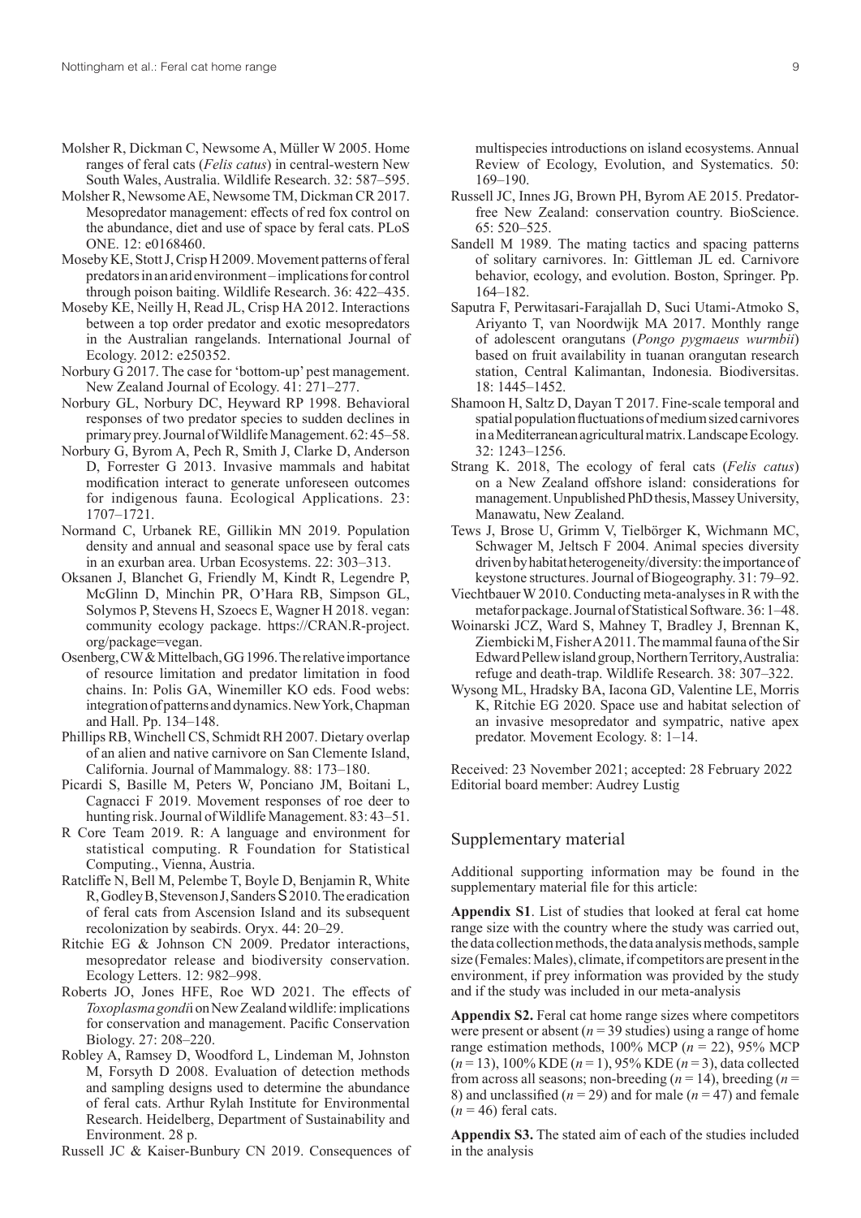Molsher R, Dickman C, Newsome A, Müller W 2005. Home ranges of feral cats (*Felis catus*) in central-western New South Wales, Australia. Wildlife Research. 32: 587–595.

Molsher R, Newsome AE, Newsome TM, Dickman CR 2017. Mesopredator management: effects of red fox control on the abundance, diet and use of space by feral cats. PLoS ONE. 12: e0168460.

Moseby KE, Stott J, Crisp H 2009. Movement patterns of feral predators in an arid environment – implications for control through poison baiting. Wildlife Research. 36: 422–435.

Moseby KE, Neilly H, Read JL, Crisp HA 2012. Interactions between a top order predator and exotic mesopredators in the Australian rangelands. International Journal of Ecology. 2012: e250352.

Norbury G 2017. The case for 'bottom-up' pest management. New Zealand Journal of Ecology. 41: 271–277.

Norbury GL, Norbury DC, Heyward RP 1998. Behavioral responses of two predator species to sudden declines in primary prey. Journal of Wildlife Management. 62: 45–58.

Norbury G, Byrom A, Pech R, Smith J, Clarke D, Anderson D, Forrester G 2013. Invasive mammals and habitat modification interact to generate unforeseen outcomes for indigenous fauna. Ecological Applications. 23: 1707–1721.

Normand C, Urbanek RE, Gillikin MN 2019. Population density and annual and seasonal space use by feral cats in an exurban area. Urban Ecosystems. 22: 303–313.

Oksanen J, Blanchet G, Friendly M, Kindt R, Legendre P, McGlinn D, Minchin PR, O'Hara RB, Simpson GL, Solymos P, Stevens H, Szoecs E, Wagner H 2018. vegan: community ecology package. https://CRAN.R-project.org/package=vegan.

Osenberg, CW & Mittelbach, GG 1996. The relative importance of resource limitation and predator limitation in food chains. In: Polis GA, Winemiller KO eds. Food webs: integration of patterns and dynamics. New York, Chapman and Hall. Pp. 134–148.

Phillips RB, Winchell CS, Schmidt RH 2007. Dietary overlap of an alien and native carnivore on San Clemente Island, California. Journal of Mammalogy. 88: 173–180.

Picardi S, Basille M, Peters W, Ponciano JM, Boitani L, Cagnacci F 2019. Movement responses of roe deer to hunting risk. Journal of Wildlife Management. 83: 43–51.

R Core Team 2019. R: A language and environment for statistical computing. R Foundation for Statistical Computing., Vienna, Austria.

Ratcliffe N, Bell M, Pelembe T, Boyle D, Benjamin R, White R, Godley B, Stevenson J, Sanders S 2010. The eradication of feral cats from Ascension Island and its subsequent recolonization by seabirds. Oryx. 44: 20–29.

Ritchie EG & Johnson CN 2009. Predator interactions, mesopredator release and biodiversity conservation. Ecology Letters. 12: 982–998.

Roberts JO, Jones HFE, Roe WD 2021. The effects of *Toxoplasma gondi*i on New Zealand wildlife: implications for conservation and management. Pacific Conservation Biology. 27: 208–220.

Robley A, Ramsey D, Woodford L, Lindeman M, Johnston M, Forsyth D 2008. Evaluation of detection methods and sampling designs used to determine the abundance of feral cats. Arthur Rylah Institute for Environmental Research. Heidelberg, Department of Sustainability and Environment. 28 p.

Russell JC & Kaiser-Bunbury CN 2019. Consequences of multispecies introductions on island ecosystems. Annual Review of Ecology, Evolution, and Systematics. 50: 169–190.

Russell JC, Innes JG, Brown PH, Byrom AE 2015. Predator-free New Zealand: conservation country. BioScience. 65: 520–525.

Sandell M 1989. The mating tactics and spacing patterns of solitary carnivores. In: Gittleman JL ed. Carnivore behavior, ecology, and evolution. Boston, Springer. Pp. 164–182.

Saputra F, Perwitasari-Farajallah D, Suci Utami-Atmoko S, Ariyanto T, van Noordwijk MA 2017. Monthly range of adolescent orangutans (*Pongo pygmaeus wurmbii*) based on fruit availability in tuanan orangutan research station, Central Kalimantan, Indonesia. Biodiversitas. 18: 1445–1452.

Shamoon H, Saltz D, Dayan T 2017. Fine-scale temporal and spatial population fluctuations of medium sized carnivores in a Mediterranean agricultural matrix. Landscape Ecology. 32: 1243–1256.

Strang K. 2018, The ecology of feral cats (*Felis catus*) on a New Zealand offshore island: considerations for management. Unpublished PhD thesis, Massey University, Manawatu, New Zealand.

Tews J, Brose U, Grimm V, Tielbörger K, Wichmann MC, Schwager M, Jeltsch F 2004. Animal species diversity driven by habitat heterogeneity/diversity: the importance of keystone structures. Journal of Biogeography. 31: 79–92.

Viechtbauer W 2010. Conducting meta-analyses in R with the metafor package. Journal of Statistical Software. 36: 1–48.

Woinarski JCZ, Ward S, Mahney T, Bradley J, Brennan K, Ziembicki M, Fisher A 2011. The mammal fauna of the Sir Edward Pellew island group, Northern Territory, Australia: refuge and death-trap. Wildlife Research. 38: 307–322.

Wysong ML, Hradsky BA, Iacona GD, Valentine LE, Morris K, Ritchie EG 2020. Space use and habitat selection of an invasive mesopredator and sympatric, native apex predator. Movement Ecology. 8: 1–14.

Received: 23 November 2021; accepted: 28 February 2022
Editorial board member: Audrey Lustig

## Supplementary material

Additional supporting information may be found in the supplementary material file for this article:

**Appendix S1**. List of studies that looked at feral cat home range size with the country where the study was carried out, the data collection methods, the data analysis methods, sample size (Females: Males), climate, if competitors are present in the environment, if prey information was provided by the study and if the study was included in our meta-analysis

**Appendix S2.** Feral cat home range sizes where competitors were present or absent ($n = 39$ studies) using a range of home range estimation methods, 100% MCP ($n = 22$), 95% MCP ($n = 13$), 100% KDE ($n = 1$), 95% KDE ($n = 3$), data collected from across all seasons; non-breeding ($n = 14$), breeding ($n = 8$) and unclassified ($n = 29$) and for male ($n = 47$) and female ($n = 46$) feral cats.

**Appendix S3.** The stated aim of each of the studies included in the analysis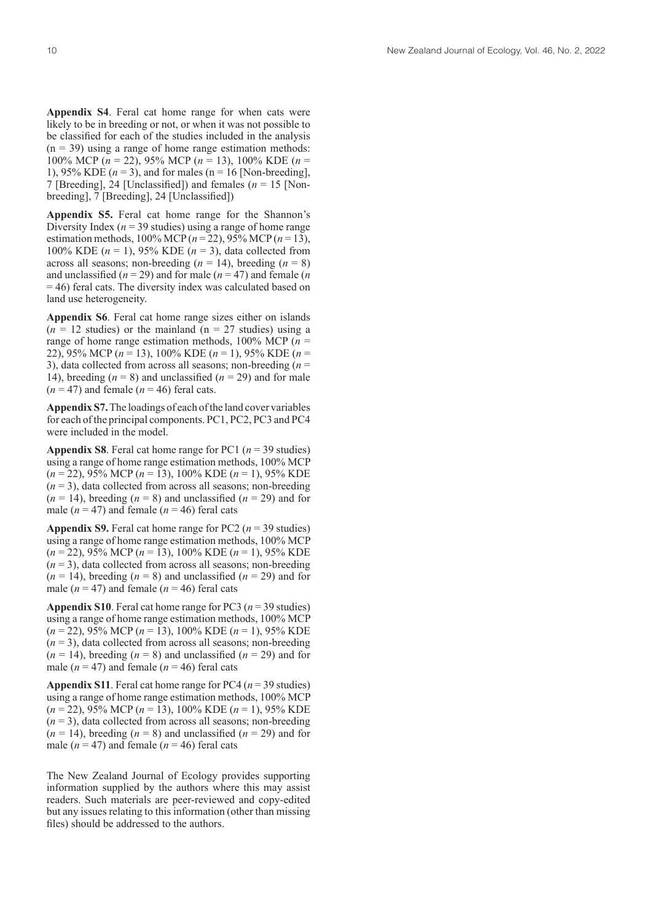**Appendix S4**. Feral cat home range for when cats were likely to be in breeding or not, or when it was not possible to be classified for each of the studies included in the analysis (n = 39) using a range of home range estimation methods: 100% MCP (*n* = 22), 95% MCP (*n* = 13), 100% KDE (*n* = 1), 95% KDE (*n* = 3), and for males (n = 16 [Non-breeding], 7 [Breeding], 24 [Unclassified]) and females (*n* = 15 [Non-breeding], 7 [Breeding], 24 [Unclassified])

**Appendix S5.** Feral cat home range for the Shannon's Diversity Index (*n* = 39 studies) using a range of home range estimation methods, 100% MCP (*n* = 22), 95% MCP (*n* = 13), 100% KDE (*n* = 1), 95% KDE (*n* = 3), data collected from across all seasons; non-breeding (*n* = 14), breeding (*n* = 8) and unclassified (*n* = 29) and for male (*n* = 47) and female (*n* = 46) feral cats. The diversity index was calculated based on land use heterogeneity.

**Appendix S6**. Feral cat home range sizes either on islands (*n* = 12 studies) or the mainland (n = 27 studies) using a range of home range estimation methods, 100% MCP (*n* = 22), 95% MCP (*n* = 13), 100% KDE (*n* = 1), 95% KDE (*n* = 3), data collected from across all seasons; non-breeding (*n* = 14), breeding (*n* = 8) and unclassified (*n* = 29) and for male (*n* = 47) and female (*n* = 46) feral cats.

**Appendix S7.** The loadings of each of the land cover variables for each of the principal components. PC1, PC2, PC3 and PC4 were included in the model.

**Appendix S8**. Feral cat home range for PC1 (*n* = 39 studies) using a range of home range estimation methods, 100% MCP (*n* = 22), 95% MCP (*n* = 13), 100% KDE (*n* = 1), 95% KDE (*n* = 3), data collected from across all seasons; non-breeding (*n* = 14), breeding (*n* = 8) and unclassified (*n* = 29) and for male (*n* = 47) and female (*n* = 46) feral cats

**Appendix S9.** Feral cat home range for PC2 (*n* = 39 studies) using a range of home range estimation methods, 100% MCP (*n* = 22), 95% MCP (*n* = 13), 100% KDE (*n* = 1), 95% KDE (*n* = 3), data collected from across all seasons; non-breeding (*n* = 14), breeding (*n* = 8) and unclassified (*n* = 29) and for male (*n* = 47) and female (*n* = 46) feral cats

**Appendix S10**. Feral cat home range for PC3 (*n* = 39 studies) using a range of home range estimation methods, 100% MCP (*n* = 22), 95% MCP (*n* = 13), 100% KDE (*n* = 1), 95% KDE (*n* = 3), data collected from across all seasons; non-breeding (*n* = 14), breeding (*n* = 8) and unclassified (*n* = 29) and for male (*n* = 47) and female (*n* = 46) feral cats

**Appendix S11**. Feral cat home range for PC4 (*n* = 39 studies) using a range of home range estimation methods, 100% MCP (*n* = 22), 95% MCP (*n* = 13), 100% KDE (*n* = 1), 95% KDE (*n* = 3), data collected from across all seasons; non-breeding (*n* = 14), breeding (*n* = 8) and unclassified (*n* = 29) and for male (*n* = 47) and female (*n* = 46) feral cats

The New Zealand Journal of Ecology provides supporting information supplied by the authors where this may assist readers. Such materials are peer-reviewed and copy-edited but any issues relating to this information (other than missing files) should be addressed to the authors.